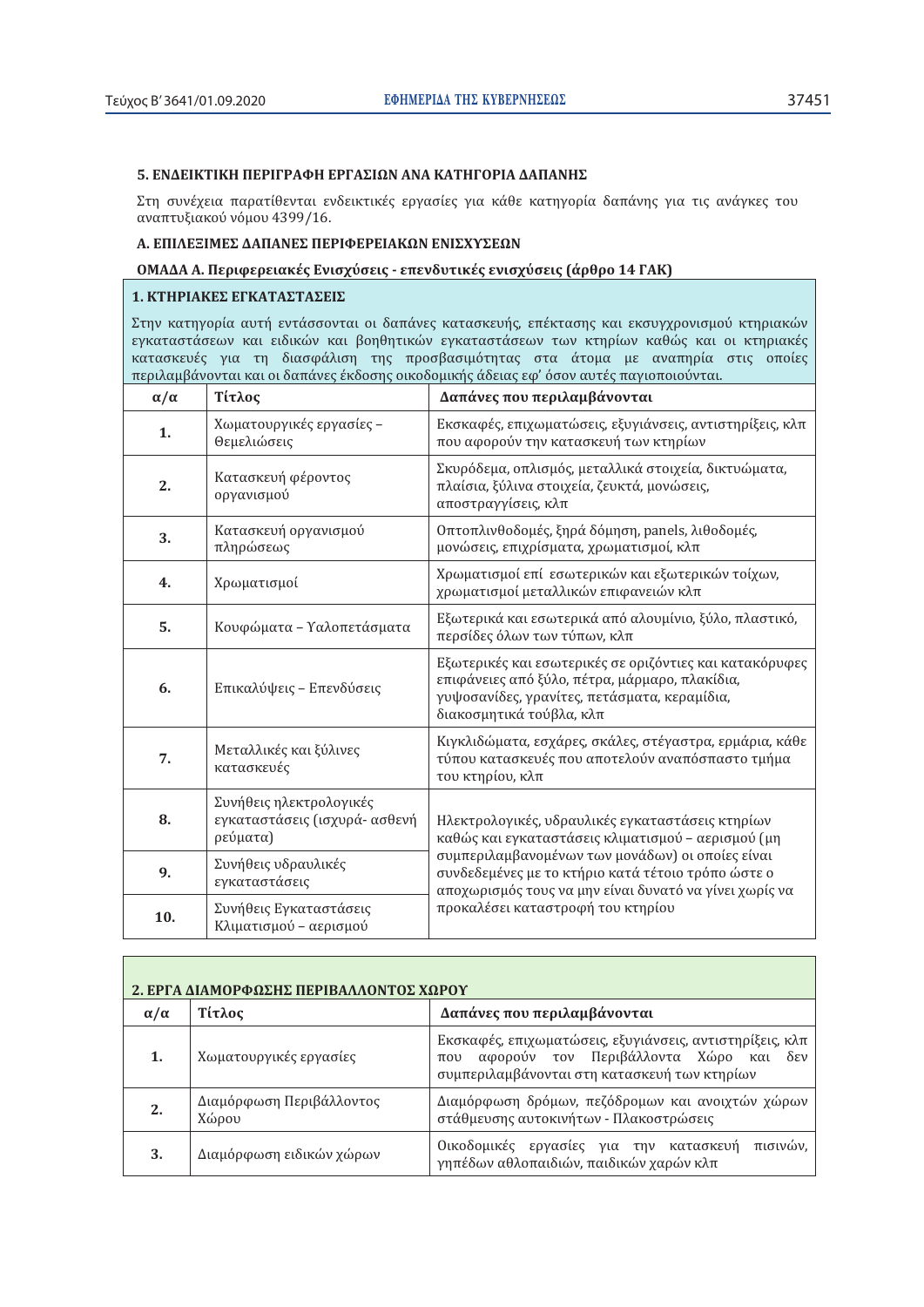### 5. ΕΝΔΕΙΚΤΙΚΗ ΠΕΡΙΓΡΑΦΗ ΕΡΓΑΣΙΩΝ ΑΝΑ ΚΑΤΗΓΟΡΙΑ ΔΑΠΑΝΗΣ

Στη συνέχεια παρατίθενται ενδεικτικές εργασίες για κάθε κατηγορία δαπάνης για τις ανάγκες του αναπτυξιακού νόμου 4399/16.

### Α. ΕΠΙΛΕΞΙΜΕΣ ΔΑΠΑΝΕΣ ΠΕΡΙΦΕΡΕΙΑΚΩΝ ΕΝΙΣΧΥΣΕΩΝ

#### ΟΜΑΔΑ Α. Περιφερειακές Ενισχύσεις - επενδυτικές ενισχύσεις (άρθρο 14 ΓΑΚ)

**1. ΚΤΗΡΙΑΚΕΣ ΕΓΚΑΤΑΣΤΑΣΕΙΣ**

Στην κατηγορία αυτή εντάσσονται οι δαπάνες κατασκευής, επέκτασης και εκσυγχρονισμού κτηριακών εγκαταστάσεων και ειδικών και βοηθητικών εγκαταστάσεων των κτηρίων καθώς και οι κτηριακές κατασκευές για τη διασφάλιση της προσβασιμότητας στα άτομα με αναπηρία στις οποίες περιλαμβάνονται και οι δαπάνες έκδοσης οικοδομικής άδειας εφ' όσον αυτές παγιοποιούνται.

| α/α | Τίτλος | Δαπάνες που περιλαμβάνονται |
|---|---|---|
| **1.** | Χωματουργικές εργασίες – Θεμελιώσεις | Εκσκαφές, επιχωματώσεις, εξυγιάνσεις, αντιστηρίξεις, κλπ που αφορούν την κατασκευή των κτηρίων |
| **2.** | Κατασκευή φέροντος οργανισμού | Σκυρόδεμα, οπλισμός, μεταλλικά στοιχεία, δικτυώματα, πλαίσια, ξύλινα στοιχεία, ζευκτά, μονώσεις, αποστραγγίσεις, κλπ |
| **3.** | Κατασκευή οργανισμού πληρώσεως | Οπτοπλινθοδομές, ξηρά δόμηση, panels, λιθοδομές, μονώσεις, επιχρίσματα, χρωματισμοί, κλπ |
| **4.** | Χρωματισμοί | Χρωματισμοί επί εσωτερικών και εξωτερικών τοίχων, χρωματισμοί μεταλλικών επιφανειών κλπ |
| **5.** | Κουφώματα – Υαλοπετάσματα | Εξωτερικά και εσωτερικά από αλουμίνιο, ξύλο, πλαστικό, περσίδες όλων των τύπων, κλπ |
| **6.** | Επικαλύψεις – Επενδύσεις | Εξωτερικές και εσωτερικές σε οριζόντιες και κατακόρυφες επιφάνειες από ξύλο, πέτρα, μάρμαρο, πλακίδια, γυψοσανίδες, γρανίτες, πετάσματα, κεραμίδια, διακοσμητικά τούβλα, κλπ |
| **7.** | Μεταλλικές και ξύλινες κατασκευές | Κιγκλιδώματα, εσχάρες, σκάλες, στέγαστρα, ερμάρια, κάθε τύπου κατασκευές που αποτελούν αναπόσπαστο τμήμα του κτηρίου, κλπ |
| **8.** | Συνήθεις ηλεκτρολογικές εγκαταστάσεις (ισχυρά- ασθενή ρεύματα) | Ηλεκτρολογικές, υδραυλικές εγκαταστάσεις κτηρίων καθώς και εγκαταστάσεις κλιματισμού – αερισμού (μη συμπεριλαμβανομένων των μονάδων) οι οποίες είναι συνδεδεμένες με το κτήριο κατά τέτοιο τρόπο ώστε ο αποχωρισμός τους να μην είναι δυνατό να γίνει χωρίς να προκαλέσει καταστροφή του κτηρίου |
| **9.** | Συνήθεις υδραυλικές εγκαταστάσεις | |
| **10.** | Συνήθεις Εγκαταστάσεις Κλιματισμού – αερισμού | |

**2. ΕΡΓΑ ΔΙΑΜΟΡΦΩΣΗΣ ΠΕΡΙΒΑΛΛΟΝΤΟΣ ΧΩΡΟΥ**

| α/α | Τίτλος | Δαπάνες που περιλαμβάνονται |
|---|---|---|
| **1.** | Χωματουργικές εργασίες | Εκσκαφές, επιχωματώσεις, εξυγιάνσεις, αντιστηρίξεις, κλπ που αφορούν τον Περιβάλλοντα Χώρο και δεν συμπεριλαμβάνονται στη κατασκευή των κτηρίων |
| **2.** | Διαμόρφωση Περιβάλλοντος Χώρου | Διαμόρφωση δρόμων, πεζόδρομων και ανοιχτών χώρων στάθμευσης αυτοκινήτων - Πλακοστρώσεις |
| **3.** | Διαμόρφωση ειδικών χώρων | Οικοδομικές εργασίες για την κατασκευή πισινών, γηπέδων αθλοπαιδιών, παιδικών χαρών κλπ |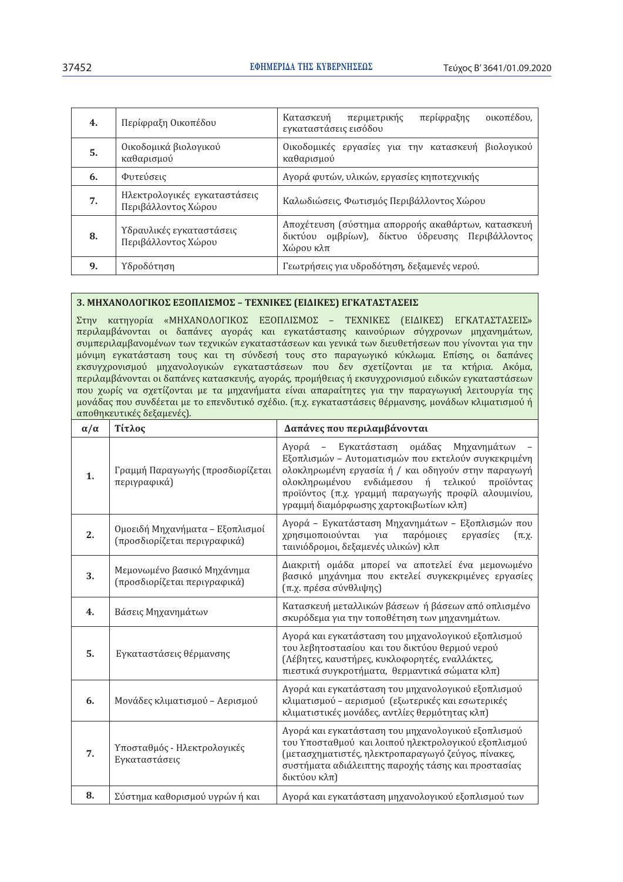| 4. | Περίφραξη Οικοπέδου | Κατασκευή περιμετρικής περίφραξης οικοπέδου, εγκαταστάσεις εισόδου |
|---|---|---|
| 5. | Οικοδομικά βιολογικού καθαρισμού | Οικοδομικές εργασίες για την κατασκευή βιολογικού καθαρισμού |
| 6. | Φυτεύσεις | Αγορά φυτών, υλικών, εργασίες κηποτεχνικής |
| 7. | Ηλεκτρολογικές εγκαταστάσεις Περιβάλλοντος Χώρου | Καλωδιώσεις, Φωτισμός Περιβάλλοντος Χώρου |
| 8. | Υδραυλικές εγκαταστάσεις Περιβάλλοντος Χώρου | Αποχέτευση (σύστημα απορροής ακαθάρτων, κατασκευή δικτύου ομβρίων), δίκτυο ύδρευσης Περιβάλλοντος Χώρου κλπ |
| 9. | Υδροδότηση | Γεωτρήσεις για υδροδότηση, δεξαμενές νερού. |

**3. ΜΗΧΑΝΟΛΟΓΙΚΟΣ ΕΞΟΠΛΙΣΜΟΣ – ΤΕΧΝΙΚΕΣ (ΕΙΔΙΚΕΣ) ΕΓΚΑΤΑΣΤΑΣΕΙΣ**

Στην κατηγορία «ΜΗΧΑΝΟΛΟΓΙΚΟΣ ΕΞΟΠΛΙΣΜΟΣ – ΤΕΧΝΙΚΕΣ (ΕΙΔΙΚΕΣ) ΕΓΚΑΤΑΣΤΑΣΕΙΣ» περιλαμβάνονται οι δαπάνες αγοράς και εγκατάστασης καινούριων σύγχρονων μηχανημάτων, συμπεριλαμβανομένων των τεχνικών εγκαταστάσεων και γενικά των διευθετήσεων που γίνονται για την μόνιμη εγκατάσταση τους και τη σύνδεσή τους στο παραγωγικό κύκλωμα. Επίσης, οι δαπάνες εκσυγχρονισμού μηχανολογικών εγκαταστάσεων που δεν σχετίζονται με τα κτήρια. Ακόμα, περιλαμβάνονται οι δαπάνες κατασκευής, αγοράς, προμήθειας ή εκσυγχρονισμού ειδικών εγκαταστάσεων που χωρίς να σχετίζονται με τα μηχανήματα είναι απαραίτητες για την παραγωγική λειτουργία της μονάδας που συνδέεται με το επενδυτικό σχέδιο. (π.χ. εγκαταστάσεις θέρμανσης, μονάδων κλιματισμού ή αποθηκευτικής δεξαμενές).

| α/α | Τίτλος | Δαπάνες που περιλαμβάνονται |
|---|---|---|
| 1. | Γραμμή Παραγωγής (προσδιορίζεται περιγραφικά) | Αγορά – Εγκατάσταση ομάδας Μηχανημάτων – Εξοπλισμών – Αυτοματισμών που εκτελούν συγκεκριμένη ολοκληρωμένη εργασία ή / και οδηγούν στην παραγωγή ολοκληρωμένου ενδιάμεσου ή τελικού προϊόντος προϊόντος (π.χ. γραμμή παραγωγής προφίλ αλουμινίου, γραμμή διαμόρφωσης χαρτοκιβωτίων κλπ) |
| 2. | Ομοειδή Μηχανήματα – Εξοπλισμοί (προσδιορίζεται περιγραφικά) | Αγορά – Εγκατάσταση Μηχανημάτων – Εξοπλισμών που χρησιμοποιούνται για παρόμοιες εργασίες (π.χ. ταινιόδρομοι, δεξαμενές υλικών) κλπ |
| 3. | Μεμονωμένο βασικό Μηχάνημα (προσδιορίζεται περιγραφικά) | Διακριτή ομάδα μπορεί να αποτελεί ένα μεμονωμένο βασικό μηχάνημα που εκτελεί συγκεκριμένες εργασίες (π.χ. πρέσα σύνθλιψης) |
| 4. | Βάσεις Μηχανημάτων | Κατασκευή μεταλλικών βάσεων ή βάσεων από οπλισμένο σκυρόδεμα για την τοποθέτηση των μηχανημάτων. |
| 5. | Εγκαταστάσεις θέρμανσης | Αγορά και εγκατάσταση του μηχανολογικού εξοπλισμού του λεβητοστασίου και του δικτύου θερμού νερού (Λέβητες, καυστήρες, κυκλοφορητές, εναλλάκτες, πιεστικά συγκροτήματα, θερμαντικά σώματα κλπ) |
| 6. | Μονάδες κλιματισμού – Αερισμού | Αγορά και εγκατάσταση του μηχανολογικού εξοπλισμού κλιματισμού – αερισμού (εξωτερικές και εσωτερικές κλιματιστικές μονάδες, αντλίες θερμότητας κλπ) |
| 7. | Υποσταθμός - Ηλεκτρολογικές Εγκαταστάσεις | Αγορά και εγκατάσταση του μηχανολογικού εξοπλισμού του Υποσταθμού και λοιπού ηλεκτρολογικού εξοπλισμού (μετασχηματιστές, ηλεκτροπαραγωγό ζεύγος, πίνακες, συστήματα αδιάλειπτης παροχής τάσης και προστασίας δικτύου κλπ) |
| 8. | Σύστημα καθορισμού υγρών ή και | Αγορά και εγκατάσταση μηχανολογικού εξοπλισμού των |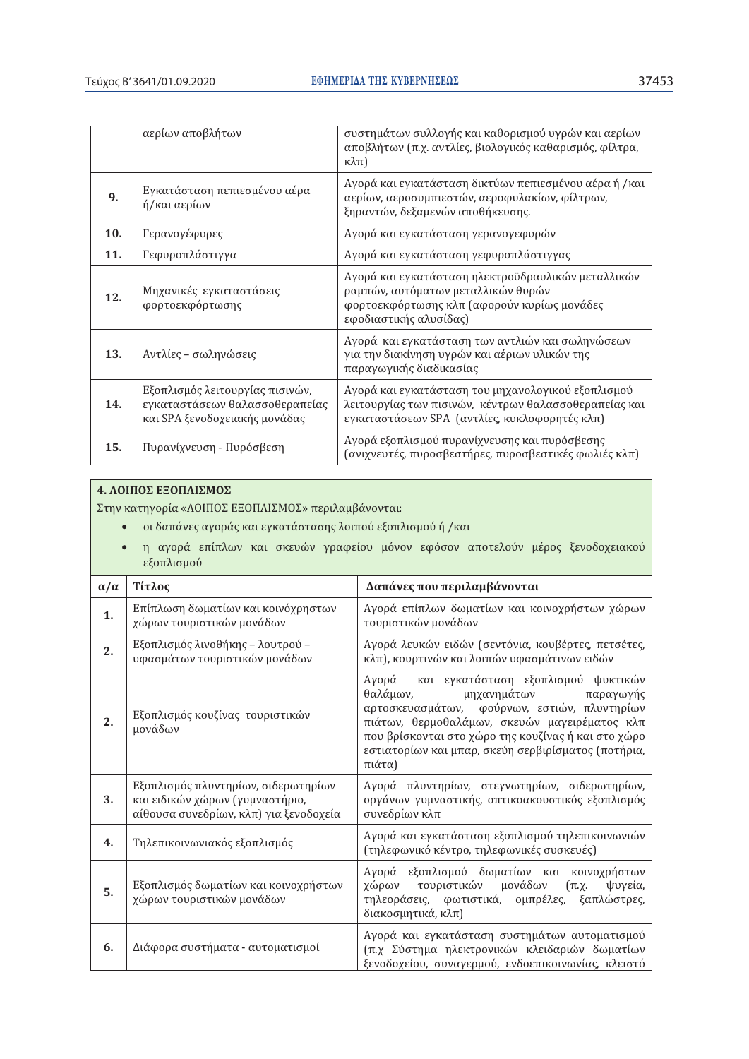|  | αερίων αποβλήτων | συστημάτων συλλογής και καθορισμού υγρών και αερίων αποβλήτων (π.χ. αντλίες, βιολογικός καθαρισμός, φίλτρα, κλπ) |
|---|---|---|
| **9.** | Εγκατάσταση πεπιεσμένου αέρα ή/και αερίων | Αγορά και εγκατάσταση δικτύων πεπιεσμένου αέρα ή /και αερίων, αεροσυμπιεστών, αεροφυλακίων, φίλτρων, ξηραντών, δεξαμενών αποθήκευσης. |
| **10.** | Γερανογέφυρες | Αγορά και εγκατάσταση γερανογεφυρών |
| **11.** | Γεφυροπλάστιγγα | Αγορά και εγκατάσταση γεφυροπλάστιγγας |
| **12.** | Μηχανικές εγκαταστάσεις φορτοεκφόρτωσης | Αγορά και εγκατάσταση ηλεκτροϋδραυλικών μεταλλικών ραμπών, αυτόματων μεταλλικών θυρών φορτοεκφόρτωσης κλπ (αφορούν κυρίως μονάδες εφοδιαστικής αλυσίδας) |
| **13.** | Αντλίες – σωληνώσεις | Αγορά και εγκατάσταση των αντλιών και σωληνώσεων για την διακίνηση υγρών και αέριων υλικών της παραγωγικής διαδικασίας |
| **14.** | Εξοπλισμός λειτουργίας πισινών, εγκαταστάσεων θαλασσοθεραπείας και SPA ξενοδοχειακής μονάδας | Αγορά και εγκατάσταση του μηχανολογικού εξοπλισμού λειτουργίας των πισινών, κέντρων θαλασσοθεραπείας και εγκαταστάσεων SPA (αντλίες, κυκλοφορητές κλπ) |
| **15.** | Πυρανίχνευση - Πυρόσβεση | Αγορά εξοπλισμού πυρανίχνευσης και πυρόσβεσης (ανιχνευτές, πυροσβεστήρες, πυροσβεστικές φωλιές κλπ) |

**4. ΛΟΙΠΟΣ ΕΞΟΠΛΙΣΜΟΣ**

Στην κατηγορία «ΛΟΙΠΟΣ ΕΞΟΠΛΙΣΜΟΣ» περιλαμβάνονται:

- οι δαπάνες αγοράς και εγκατάστασης λοιπού εξοπλισμού ή /και
- η αγορά επίπλων και σκευών γραφείου μόνον εφόσον αποτελούν μέρος ξενοδοχειακού εξοπλισμού

| α/α | Τίτλος | Δαπάνες που περιλαμβάνονται |
|---|---|---|
| **1.** | Επίπλωση δωματίων και κοινόχρηστων χώρων τουριστικών μονάδων | Αγορά επίπλων δωματίων και κοινοχρήστων χώρων τουριστικών μονάδων |
| **2.** | Εξοπλισμός λινοθήκης – λουτρού – υφασμάτων τουριστικών μονάδων | Αγορά λευκών ειδών (σεντόνια, κουβέρτες, πετσέτες, κλπ), κουρτινών και λοιπών υφασμάτινων ειδών |
| **2.** | Εξοπλισμός κουζίνας τουριστικών μονάδων | Αγορά και εγκατάσταση εξοπλισμού ψυκτικών θαλάμων, μηχανημάτων παραγωγής αρτοσκευασμάτων, φούρνων, εστιών, πλυντηρίων πιάτων, θερμοθαλάμων, σκευών μαγειρέματος κλπ που βρίσκονται στο χώρο της κουζίνας ή και στο χώρο εστιατορίων και μπαρ, σκεύη σερβιρίσματος (ποτήρια, πιάτα) |
| **3.** | Εξοπλισμός πλυντηρίων, σιδερωτηρίων και ειδικών χώρων (γυμναστήριο, αίθουσα συνεδρίων, κλπ) για ξενοδοχεία | Αγορά πλυντηρίων, στεγνωτηρίων, σιδερωτηρίων, οργάνων γυμναστικής, οπτικοακουστικός εξοπλισμός συνεδρίων κλπ |
| **4.** | Τηλεπικοινωνιακός εξοπλισμός | Αγορά και εγκατάσταση εξοπλισμού τηλεπικοινωνιών (τηλεφωνικό κέντρο, τηλεφωνικές συσκευές) |
| **5.** | Εξοπλισμός δωματίων και κοινοχρήστων χώρων τουριστικών μονάδων | Αγορά εξοπλισμού δωματίων και κοινοχρήστων χώρων τουριστικών μονάδων (π.χ. ψυγεία, τηλεοράσεις, φωτιστικά, ομπρέλες, ξαπλώστρες, διακοσμητικά, κλπ) |
| **6.** | Διάφορα συστήματα - αυτοματισμοί | Αγορά και εγκατάσταση συστημάτων αυτοματισμού (π.χ Σύστημα ηλεκτρονικών κλειδαριών δωματίων ξενοδοχείου, συναγερμού, ενδοεπικοινωνίας, κλειστό |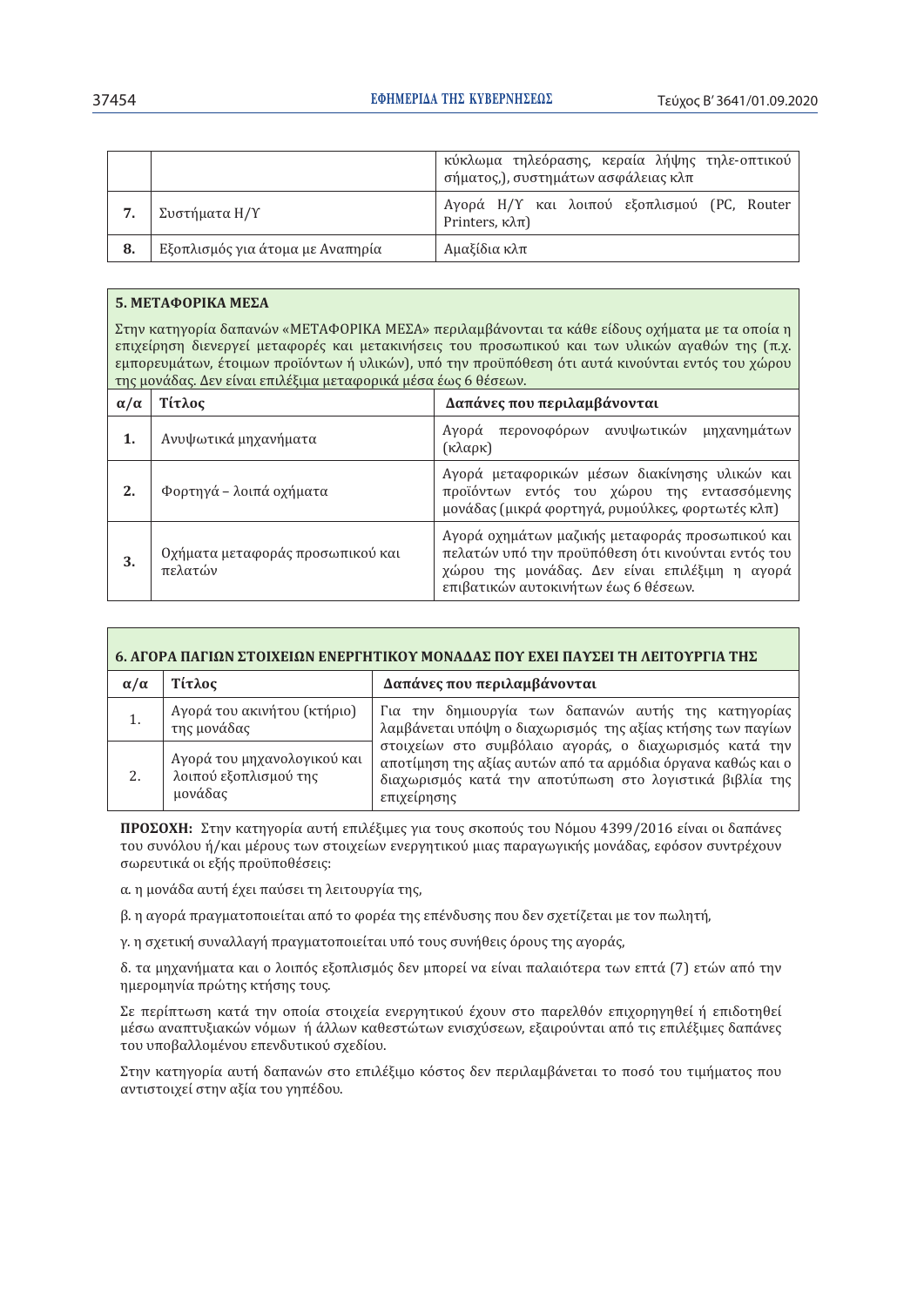| | | κύκλωμα τηλεόρασης, κεραία λήψης τηλε-οπτικού σήματος,), συστημάτων ασφάλειας κλπ |
|---|---|---|
| **7.** | Συστήματα Η/Υ | Αγορά Η/Υ και λοιπού εξοπλισμού (PC, Router Printers, κλπ) |
| **8.** | Εξοπλισμός για άτομα με Αναπηρία | Αμαξίδια κλπ |

**5. ΜΕΤΑΦΟΡΙΚΑ ΜΕΣΑ**

Στην κατηγορία δαπανών «ΜΕΤΑΦΟΡΙΚΑ ΜΕΣΑ» περιλαμβάνονται τα κάθε είδους οχήματα με τα οποία η επιχείρηση διενεργεί μεταφορές και μετακινήσεις του προσωπικού και των υλικών αγαθών της (π.χ. εμπορευμάτων, έτοιμων προϊόντων ή υλικών), υπό την προϋπόθεση ότι αυτά κινούνται εντός του χώρου της μονάδας. Δεν είναι επιλέξιμα μεταφορικά μέσα έως 6 θέσεων.

| **α/α** | **Τίτλος** | **Δαπάνες που περιλαμβάνονται** |
|---|---|---|
| **1.** | Ανυψωτικά μηχανήματα | Αγορά περονοφόρων ανυψωτικών μηχανημάτων (κλαρκ) |
| **2.** | Φορτηγά – λοιπά οχήματα | Αγορά μεταφορικών μέσων διακίνησης υλικών και προϊόντων εντός του χώρου της εντασσόμενης μονάδας (μικρά φορτηγά, ρυμούλκες, φορτωτές κλπ) |
| **3.** | Οχήματα μεταφοράς προσωπικού και πελατών | Αγορά οχημάτων μαζικής μεταφοράς προσωπικού και πελατών υπό την προϋπόθεση ότι κινούνται εντός του χώρου της μονάδας. Δεν είναι επιλέξιμη η αγορά επιβατικών αυτοκινήτων έως 6 θέσεων. |

**6. ΑΓΟΡΑ ΠΑΓΙΩΝ ΣΤΟΙΧΕΙΩΝ ΕΝΕΡΓΗΤΙΚΟΥ ΜΟΝΑΔΑΣ ΠΟΥ ΕΧΕΙ ΠΑΥΣΕΙ ΤΗ ΛΕΙΤΟΥΡΓΙΑ ΤΗΣ**

| **α/α** | **Τίτλος** | **Δαπάνες που περιλαμβάνονται** |
|---|---|---|
| 1. | Αγορά του ακινήτου (κτήριο) της μονάδας | Για την δημιουργία των δαπανών αυτής της κατηγορίας λαμβάνεται υπόψη ο διαχωρισμός της αξίας κτήσης των παγίων στοιχείων στο συμβόλαιο αγοράς, ο διαχωρισμός κατά την αποτίμηση της αξίας αυτών από τα αρμόδια όργανα καθώς και ο διαχωρισμός κατά την αποτύπωση στο λογιστικά βιβλία της επιχείρησης |
| 2. | Αγορά του μηχανολογικού και λοιπού εξοπλισμού της μονάδας | |

**ΠΡΟΣΟΧΗ:** Στην κατηγορία αυτή επιλέξιμες για τους σκοπούς του Νόμου 4399/2016 είναι οι δαπάνες του συνόλου ή/και μέρους των στοιχείων ενεργητικού μιας παραγωγικής μονάδας, εφόσον συντρέχουν σωρευτικά οι εξής προϋποθέσεις:

α. η μονάδα αυτή έχει παύσει τη λειτουργία της,

β. η αγορά πραγματοποιείται από το φορέα της επένδυσης που δεν σχετίζεται με τον πωλητή,

γ. η σχετική συναλλαγή πραγματοποιείται υπό τους συνήθεις όρους της αγοράς,

δ. τα μηχανήματα και ο λοιπός εξοπλισμός δεν μπορεί να είναι παλαιότερα των επτά (7) ετών από την ημερομηνία πρώτης κτήσης τους.

Σε περίπτωση κατά την οποία στοιχεία ενεργητικού έχουν στο παρελθόν επιχορηγηθεί ή επιδοτηθεί μέσω αναπτυξιακών νόμων ή άλλων καθεστώτων ενισχύσεων, εξαιρούνται από τις επιλέξιμες δαπάνες του υποβαλλομένου επενδυτικού σχεδίου.

Στην κατηγορία αυτή δαπανών στο επιλέξιμο κόστος δεν περιλαμβάνεται το ποσό του τιμήματος που αντιστοιχεί στην αξία του γηπέδου.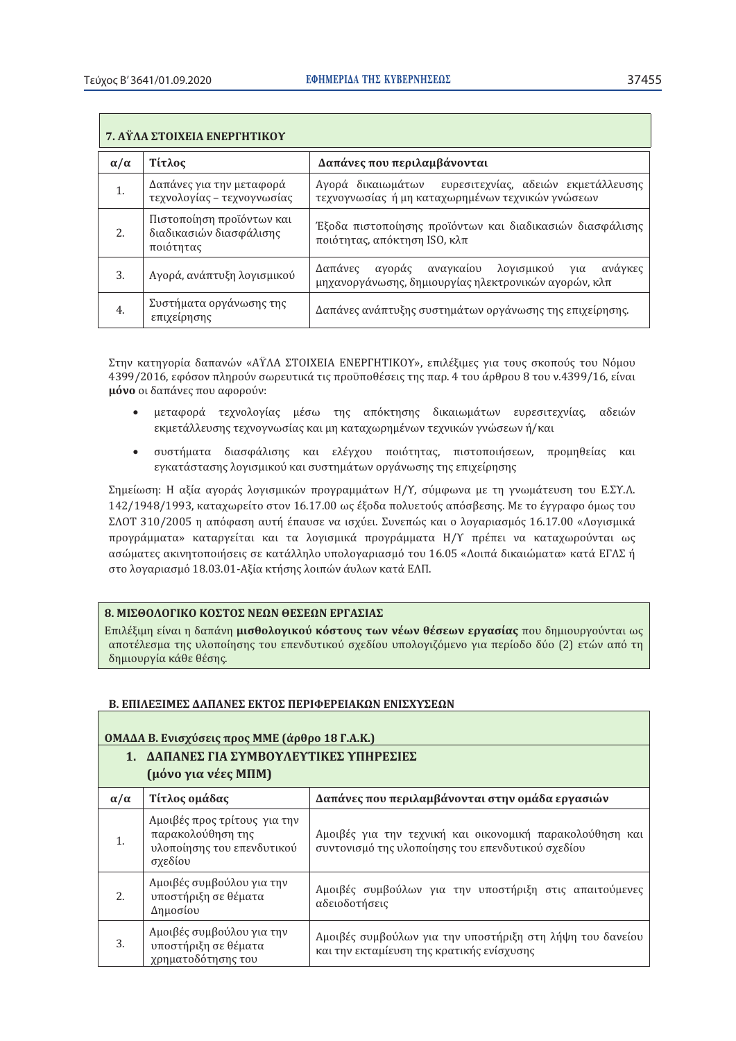### 7. ΑΫΛΑ ΣΤΟΙΧΕΙΑ ΕΝΕΡΓΗΤΙΚΟΥ

| α/α | Τίτλος | Δαπάνες που περιλαμβάνονται |
|---|---|---|
| 1. | Δαπάνες για την μεταφορά τεχνολογίας – τεχνογνωσίας | Αγορά δικαιωμάτων ευρεσιτεχνίας, αδειών εκμετάλλευσης τεχνογνωσίας ή μη καταχωρημένων τεχνικών γνώσεων |
| 2. | Πιστοποίηση προϊόντων και διαδικασιών διασφάλισης ποιότητας | Έξοδα πιστοποίησης προϊόντων και διαδικασιών διασφάλισης ποιότητας, απόκτηση ISO, κλπ |
| 3. | Αγορά, ανάπτυξη λογισμικού | Δαπάνες αγοράς αναγκαίου λογισμικού για ανάγκες μηχανοργάνωσης, δημιουργίας ηλεκτρονικών αγορών, κλπ |
| 4. | Συστήματα οργάνωσης της επιχείρησης | Δαπάνες ανάπτυξης συστημάτων οργάνωσης της επιχείρησης. |

Στην κατηγορία δαπανών «ΑΫΛΑ ΣΤΟΙΧΕΙΑ ΕΝΕΡΓΗΤΙΚΟΥ», επιλέξιμες για τους σκοπούς του Νόμου 4399/2016, εφόσον πληρούν σωρευτικά τις προϋποθέσεις της παρ. 4 του άρθρου 8 του ν.4399/16, είναι **μόνο** οι δαπάνες που αφορούν:

- μεταφορά τεχνολογίας μέσω της απόκτησης δικαιωμάτων ευρεσιτεχνίας, αδειών εκμετάλλευσης τεχνογνωσίας και μη καταχωρημένων τεχνικών γνώσεων ή/και
- συστήματα διασφάλισης και ελέγχου ποιότητας, πιστοποιήσεων, προμηθείας και εγκατάστασης λογισμικού και συστημάτων οργάνωσης της επιχείρησης

Σημείωση: Η αξία αγοράς λογισμικών προγραμμάτων Η/Υ, σύμφωνα με τη γνωμάτευση του Ε.ΣΥ.Λ. 142/1948/1993, καταχωρείτο στον 16.17.00 ως έξοδα πολυετούς απόσβεσης. Με το έγγραφο όμως του ΣΛΟΤ 310/2005 η απόφαση αυτή έπαυσε να ισχύει. Συνεπώς και ο λογαριασμός 16.17.00 «Λογισμικά προγράμματα» καταργείται και τα λογισμικά προγράμματα Η/Υ πρέπει να καταχωρούνται ως ασώματες ακινητοποιήσεις σε κατάλληλο υπολογαριασμό του 16.05 «Λοιπά δικαιώματα» κατά ΕΓΛΣ ή στο λογαριασμό 18.03.01-Αξία κτήσης λοιπών άυλων κατά ΕΛΠ.

### 8. ΜΙΣΘΟΛΟΓΙΚΟ ΚΟΣΤΟΣ ΝΕΩΝ ΘΕΣΕΩΝ ΕΡΓΑΣΙΑΣ

Επιλέξιμη είναι η δαπάνη **μισθολογικού κόστους των νέων θέσεων εργασίας** που δημιουργούνται ως αποτέλεσμα της υλοποίησης του επενδυτικού σχεδίου υπολογιζόμενο για περίοδο δύο (2) ετών από τη δημιουργία κάθε θέσης.

## Β. ΕΠΙΛΕΞΙΜΕΣ ΔΑΠΑΝΕΣ ΕΚΤΟΣ ΠΕΡΙΦΕΡΕΙΑΚΩΝ ΕΝΙΣΧΥΣΕΩΝ

### ΟΜΑΔΑ Β. Ενισχύσεις προς ΜΜΕ (άρθρο 18 Γ.Α.Κ.)

### 1. ΔΑΠΑΝΕΣ ΓΙΑ ΣΥΜΒΟΥΛΕΥΤΙΚΕΣ ΥΠΗΡΕΣΙΕΣ (μόνο για νέες ΜΠΜ)

| α/α | Τίτλος ομάδας | Δαπάνες που περιλαμβάνονται στην ομάδα εργασιών |
|---|---|---|
| 1. | Αμοιβές προς τρίτους για την παρακολούθηση της υλοποίησης του επενδυτικού σχεδίου | Αμοιβές για την τεχνική και οικονομική παρακολούθηση και συντονισμό της υλοποίησης του επενδυτικού σχεδίου |
| 2. | Αμοιβές συμβούλου για την υποστήριξη σε θέματα Δημοσίου | Αμοιβές συμβούλων για την υποστήριξη στις απαιτούμενες αδειοδοτήσεις |
| 3. | Αμοιβές συμβούλου για την υποστήριξη σε θέματα χρηματοδότησης του | Αμοιβές συμβούλων για την υποστήριξη στη λήψη του δανείου και την εκταμίευση της κρατικής ενίσχυσης |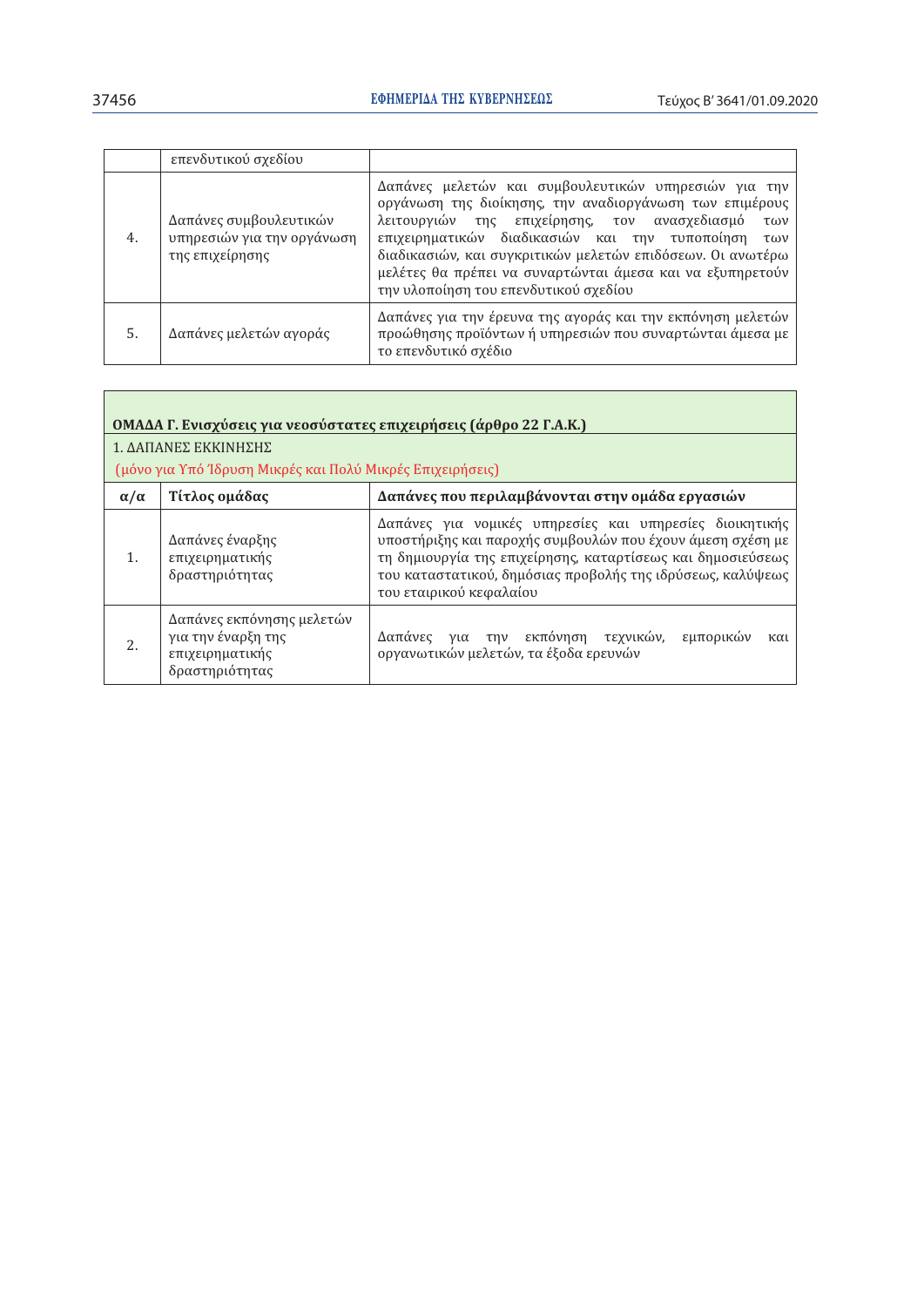| | | |
|---|---|---|
| | επενδυτικού σχεδίου | |
| 4. | Δαπάνες συμβουλευτικών υπηρεσιών για την οργάνωση της επιχείρησης | Δαπάνες μελετών και συμβουλευτικών υπηρεσιών για την οργάνωση της διοίκησης, την αναδιοργάνωση των επιμέρους λειτουργιών της επιχείρησης, τον ανασχεδιασμό των επιχειρηματικών διαδικασιών και την τυποποίηση των διαδικασιών, και συγκριτικών μελετών επιδόσεων. Οι ανωτέρω μελέτες θα πρέπει να συναρτώνται άμεσα και να εξυπηρετούν την υλοποίηση του επενδυτικού σχεδίου |
| 5. | Δαπάνες μελετών αγοράς | Δαπάνες για την έρευνα της αγοράς και την εκπόνηση μελετών προώθησης προϊόντων ή υπηρεσιών που συναρτώνται άμεσα με το επενδυτικό σχέδιο |

| | | |
|---|---|---|
| **ΟΜΑΔΑ Γ. Ενισχύσεις για νεοσύστατες επιχειρήσεις (άρθρο 22 Γ.Α.Κ.)** | | |
| 1. ΔΑΠΑΝΕΣ ΕΚΚΙΝΗΣΗΣ (μόνο για Υπό Ίδρυση Μικρές και Πολύ Μικρές Επιχειρήσεις) | | |
| **α/α** | **Τίτλος ομάδας** | **Δαπάνες που περιλαμβάνονται στην ομάδα εργασιών** |
| 1. | Δαπάνες έναρξης επιχειρηματικής δραστηριότητας | Δαπάνες για νομικές υπηρεσίες και υπηρεσίες διοικητικής υποστήριξης και παροχής συμβουλών που έχουν άμεση σχέση με τη δημιουργία της επιχείρησης, καταρτίσεως και δημοσιεύσεως του καταστατικού, δημόσιας προβολής της ιδρύσεως, καλύψεως του εταιρικού κεφαλαίου |
| 2. | Δαπάνες εκπόνησης μελετών για την έναρξη της επιχειρηματικής δραστηριότητας | Δαπάνες για την εκπόνηση τεχνικών, εμπορικών και οργανωτικών μελετών, τα έξοδα ερευνών |